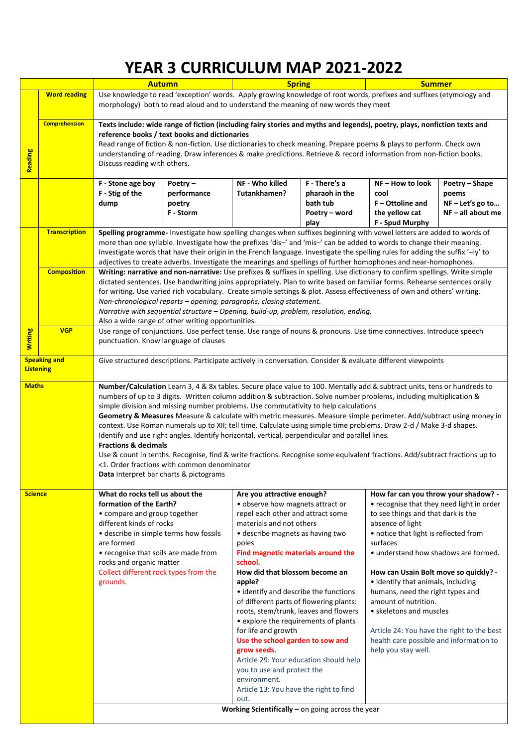# YEAR 3 CURRICULUM MAP 2021-2022

| | | Autumn | | Spring | | Summer | |
|---|---|---|---|---|---|---|---|
| Reading | Word reading | Use knowledge to read 'exception' words. Apply growing knowledge of root words, prefixes and suffixes (etymology and morphology) both to read aloud and to understand the meaning of new words they meet | | | | | |
| | Comprehension | **Texts include: wide range of fiction (including fairy stories and myths and legends), poetry, plays, nonfiction texts and reference books / text books and dictionaries**<br>Read range of fiction & non-fiction. Use dictionaries to check meaning. Prepare poems & plays to perform. Check own understanding of reading. Draw inferences & make predictions. Retrieve & record information from non-fiction books. Discuss reading with others. | | | | | |
| | | **F - Stone age boy**<br>**F - Stig of the dump** | **Poetry – performance poetry**<br>**F - Storm** | **NF - Who killed Tutankhamen?** | **F - There's a pharaoh in the bath tub**<br>**Poetry – word play** | **NF – How to look cool**<br>**F – Ottoline and the yellow cat**<br>**F - Spud Murphy** | **Poetry – Shape poems**<br>**NF – Let's go to…**<br>**NF – all about me** |
| Writing | Transcription | **Spelling programme-** Investigate how spelling changes when suffixes beginning with vowel letters are added to words of more than one syllable. Investigate how the prefixes 'dis–' and 'mis–' can be added to words to change their meaning. Investigate words that have their origin in the French language. Investigate the spelling rules for adding the suffix '–ly' to adjectives to create adverbs. Investigate the meanings and spellings of further homophones and near-homophones. | | | | | |
| | Composition | **Writing: narrative and non-narrative:** Use prefixes & suffixes in spelling. Use dictionary to confirm spellings. Write simple dictated sentences. Use handwriting joins appropriately. Plan to write based on familiar forms. Rehearse sentences orally for writing**.** Use varied rich vocabulary. Create simple settings & plot. Assess effectiveness of own and others' writing.<br>*Non-chronological reports – opening, paragraphs, closing statement.*<br>*Narrative with sequential structure – Opening, build-up, problem, resolution, ending.*<br>Also a wide range of other writing opportunities. | | | | | |
| | VGP | Use range of conjunctions. Use perfect tense. Use range of nouns & pronouns. Use time connectives. Introduce speech punctuation. Know language of clauses | | | | | |
| Speaking and Listening | | Give structured descriptions. Participate actively in conversation. Consider & evaluate different viewpoints | | | | | |
| Maths | | **Number/Calculation** Learn 3, 4 & 8x tables. Secure place value to 100. Mentally add & subtract units, tens or hundreds to numbers of up to 3 digits. Written column addition & subtraction. Solve number problems, including multiplication & simple division and missing number problems. Use commutativity to help calculations<br>**Geometry & Measures** Measure & calculate with metric measures. Measure simple perimeter. Add/subtract using money in context. Use Roman numerals up to XII; tell time. Calculate using simple time problems. Draw 2-d / Make 3-d shapes. Identify and use right angles. Identify horizontal, vertical, perpendicular and parallel lines.<br>**Fractions & decimals**<br>Use & count in tenths. Recognise, find & write fractions. Recognise some equivalent fractions. Add/subtract fractions up to <1. Order fractions with common denominator<br>**Data** Interpret bar charts & pictograms | | | | | |
| Science | | **What do rocks tell us about the formation of the Earth?**<br>• compare and group together different kinds of rocks<br>• describe in simple terms how fossils are formed<br>• recognise that soils are made from rocks and organic matter<br>Collect different rock types from the grounds. | | **Are you attractive enough?**<br>• observe how magnets attract or repel each other and attract some materials and not others<br>• describe magnets as having two poles<br>**Find magnetic materials around the school.**<br>**How did that blossom become an apple?**<br>• identify and describe the functions of different parts of flowering plants: roots, stem/trunk, leaves and flowers<br>• explore the requirements of plants for life and growth<br>**Use the school garden to sow and grow seeds.**<br>Article 29: Your education should help you to use and protect the environment.<br>Article 13: You have the right to find out. | | **How far can you throw your shadow? -**<br>• recognise that they need light in order to see things and that dark is the absence of light<br>• notice that light is reflected from surfaces<br>• understand how shadows are formed.<br>**How can Usain Bolt move so quickly? -**<br>• identify that animals, including humans, need the right types and amount of nutrition.<br>• skeletons and muscles<br>Article 24: You have the right to the best health care possible and information to help you stay well. | |
| | | **Working Scientifically –** on going across the year | | | | | |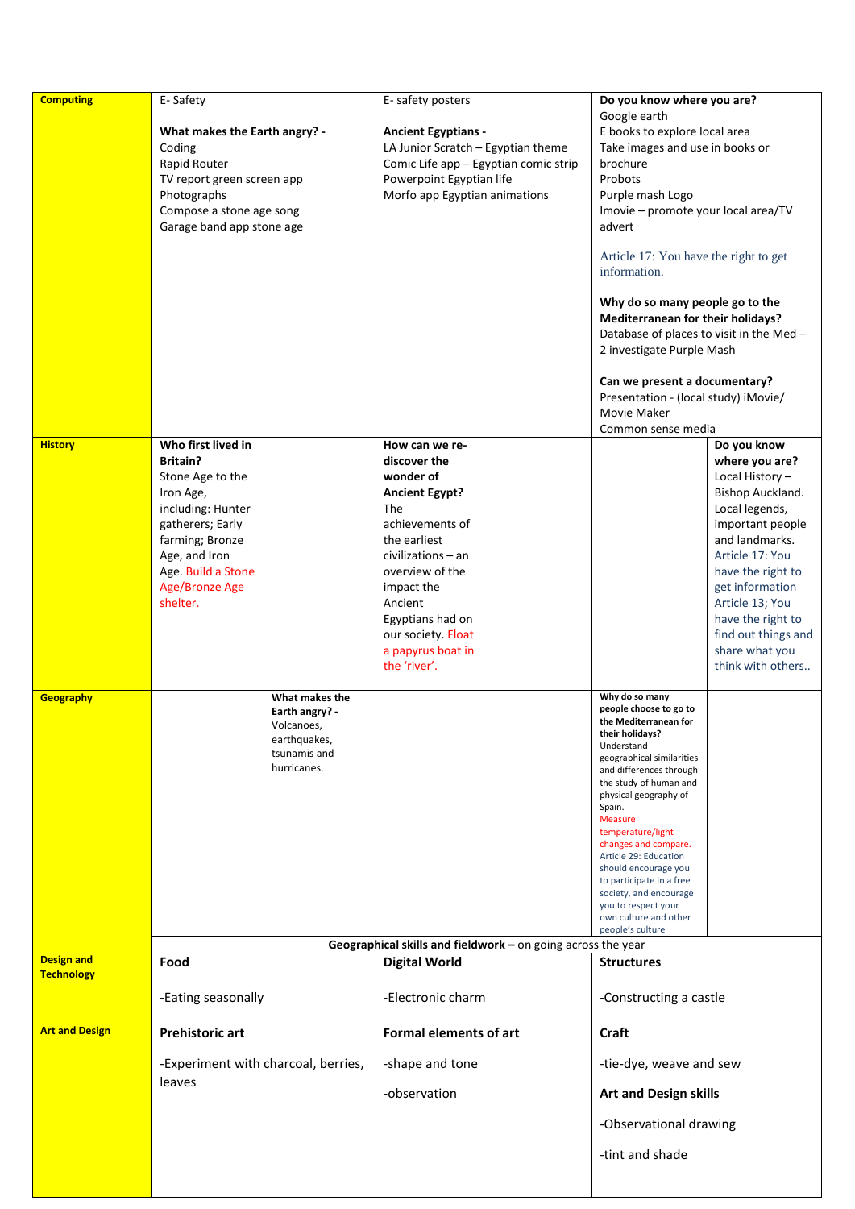| | | | | | | |
|---|---|---|---|---|---|---|
| **Computing** | E- Safety<br><br>**What makes the Earth angry? -**<br>Coding<br>Rapid Router<br>TV report green screen app<br>Photographs<br>Compose a stone age song<br>Garage band app stone age | | E- safety posters<br><br>**Ancient Egyptians -**<br>LA Junior Scratch – Egyptian theme<br>Comic Life app – Egyptian comic strip<br>Powerpoint Egyptian life<br>Morfo app Egyptian animations | | **Do you know where you are?**<br>Google earth<br>E books to explore local area<br>Take images and use in books or brochure<br>Probots<br>Purple mash Logo<br>Imovie – promote your local area/TV advert<br><br>Article 17: You have the right to get information.<br><br>**Why do so many people go to the Mediterranean for their holidays?**<br>Database of places to visit in the Med – 2 investigate Purple Mash<br><br>**Can we present a documentary?**<br>Presentation - (local study) iMovie/ Movie Maker<br>Common sense media | |
| **History** | **Who first lived in Britain?**<br>Stone Age to the Iron Age, including: Hunter gatherers; Early farming; Bronze Age, and Iron Age. Build a Stone Age/Bronze Age shelter. | | **How can we re-discover the wonder of Ancient Egypt?**<br>The achievements of the earliest civilizations – an overview of the impact the Ancient Egyptians had on our society. Float a papyrus boat in the 'river'. | | | **Do you know where you are?**<br>Local History – Bishop Auckland. Local legends, important people and landmarks. Article 17: You have the right to get information Article 13; You have the right to find out things and share what you think with others.. |
| **Geography** | | **What makes the Earth angry? -**<br>Volcanoes, earthquakes, tsunamis and hurricanes. | | | **Why do so many people choose to go to the Mediterranean for their holidays?**<br>Understand geographical similarities and differences through the study of human and physical geography of Spain.<br>Measure temperature/light changes and compare.<br>Article 29: Education should encourage you to participate in a free society, and encourage you to respect your own culture and other people's culture | |
| | **Geographical skills and fieldwork –** on going across the year | | | | | |
| **Design and Technology** | **Food**<br><br>-Eating seasonally | | **Digital World**<br><br>-Electronic charm | | **Structures**<br><br>-Constructing a castle | |
| **Art and Design** | **Prehistoric art**<br><br>-Experiment with charcoal, berries, leaves | | **Formal elements of art**<br><br>-shape and tone<br><br>-observation | | **Craft**<br><br>-tie-dye, weave and sew<br><br>**Art and Design skills**<br><br>-Observational drawing<br><br>-tint and shade | |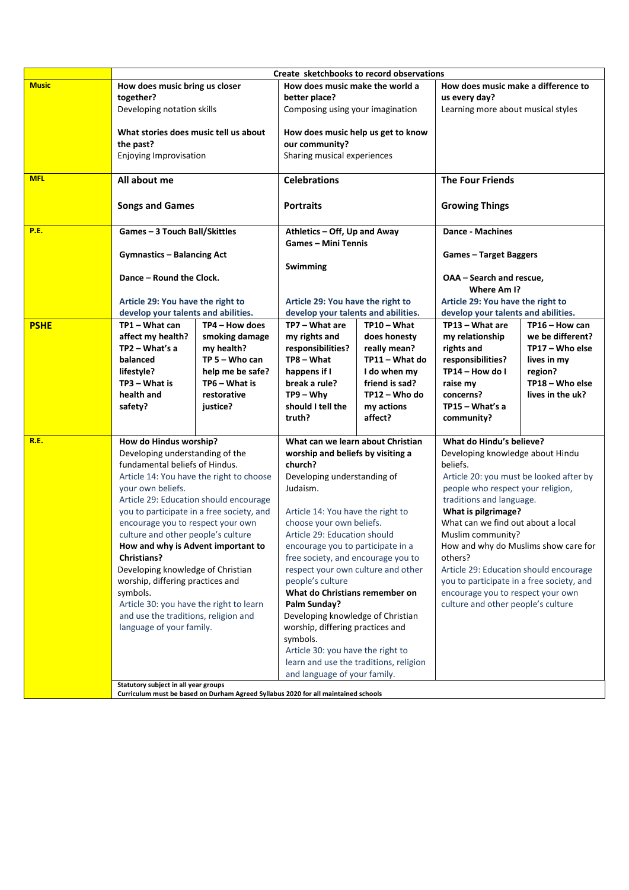| | | | | | | |
|---|---|---|---|---|---|---|
| | **Create sketchbooks to record observations** | | | | | |
| **Music** | **How does music bring us closer together?**<br>Developing notation skills<br><br>**What stories does music tell us about the past?**<br>Enjoying Improvisation | | **How does music make the world a better place?**<br>Composing using your imagination<br><br>**How does music help us get to know our community?**<br>Sharing musical experiences | | **How does music make a difference to us every day?**<br>Learning more about musical styles | |
| **MFL** | **All about me**<br><br>**Songs and Games** | | **Celebrations**<br><br>**Portraits** | | **The Four Friends**<br><br>**Growing Things** | |
| **P.E.** | **Games – 3 Touch Ball/Skittles**<br><br>**Gymnastics – Balancing Act**<br><br>**Dance – Round the Clock.**<br><br>**Article 29: You have the right to develop your talents and abilities.** | | **Athletics – Off, Up and Away**<br>**Games – Mini Tennis**<br><br>**Swimming**<br><br>**Article 29: You have the right to develop your talents and abilities.** | | **Dance - Machines**<br><br>**Games – Target Baggers**<br><br>**OAA – Search and rescue, Where Am I?**<br>**Article 29: You have the right to develop your talents and abilities.** | |
| **PSHE** | **TP1 – What can affect my health?**<br>**TP2 – What's a balanced lifestyle?**<br>**TP3 – What is health and safety?** | **TP4 – How does smoking damage my health?**<br>**TP 5 – Who can help me be safe?**<br>**TP6 – What is restorative justice?** | **TP7 – What are my rights and responsibilities?**<br>**TP8 – What happens if I break a rule?**<br>**TP9 – Why should I tell the truth?** | **TP10 – What does honesty really mean?**<br>**TP11 – What do I do when my friend is sad?**<br>**TP12 – Who do my actions affect?** | **TP13 – What are my relationship rights and responsibilities?**<br>**TP14 – How do I raise my concerns?**<br>**TP15 – What's a community?** | **TP16 – How can we be different?**<br>**TP17 – Who else lives in my region?**<br>**TP18 – Who else lives in the uk?** |
| **R.E.** | **How do Hindus worship?**<br>Developing understanding of the fundamental beliefs of Hindus.<br>Article 14: You have the right to choose your own beliefs.<br>Article 29: Education should encourage you to participate in a free society, and encourage you to respect your own culture and other people's culture<br>**How and why is Advent important to Christians?**<br>Developing knowledge of Christian worship, differing practices and symbols.<br>Article 30: you have the right to learn and use the traditions, religion and language of your family. | | **What can we learn about Christian worship and beliefs by visiting a church?**<br>Developing understanding of Judaism.<br><br>Article 14: You have the right to choose your own beliefs.<br>Article 29: Education should encourage you to participate in a free society, and encourage you to respect your own culture and other people's culture<br>**What do Christians remember on Palm Sunday?**<br>Developing knowledge of Christian worship, differing practices and symbols.<br>Article 30: you have the right to learn and use the traditions, religion and language of your family. | | **What do Hindu's believe?**<br>Developing knowledge about Hindu beliefs.<br>Article 20: you must be looked after by people who respect your religion, traditions and language.<br>**What is pilgrimage?**<br>What can we find out about a local Muslim community?<br>How and why do Muslims show care for others?<br>Article 29: Education should encourage you to participate in a free society, and encourage you to respect your own culture and other people's culture | |
| | **Statutory subject in all year groups**<br>**Curriculum must be based on Durham Agreed Syllabus 2020 for all maintained schools** | | | | | |